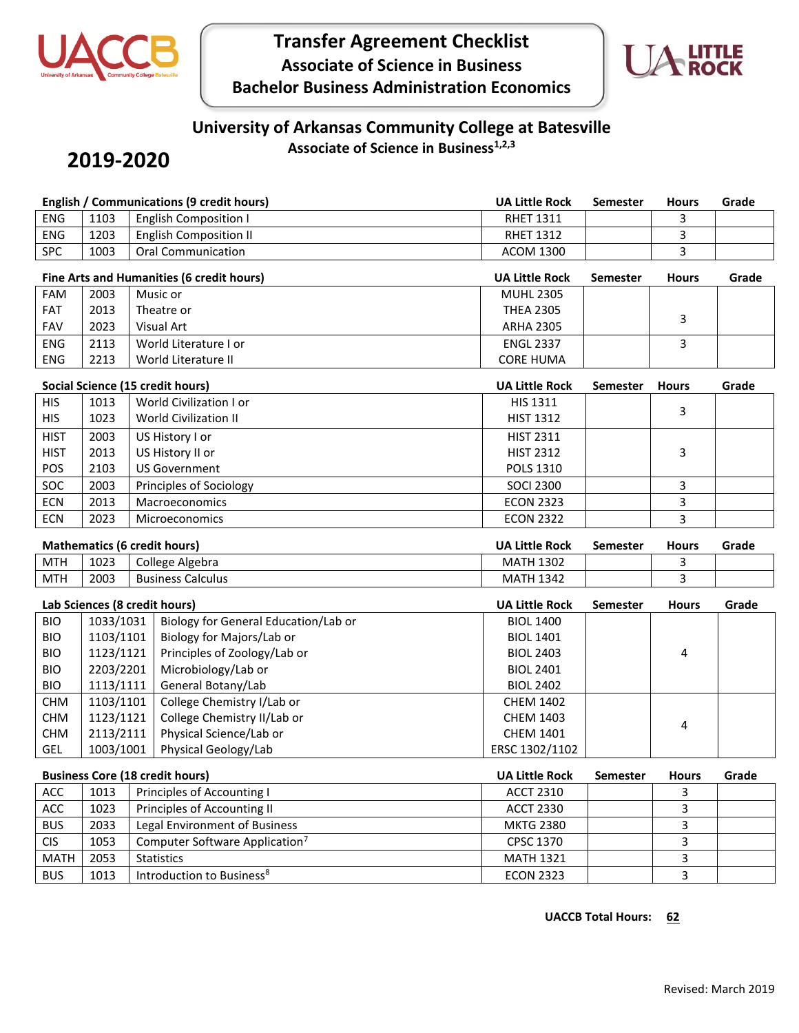# Transfer Agreement Checklist

## Associate of Science in Business

## Bachelor Business Administration Economics

## University of Arkansas Community College at Batesville

### Associate of Science in Business[1,2,3]

# 2019-2020

| English / Communications (9 credit hours) | | | UA Little Rock | Semester | Hours | Grade |
|---|---|---|---|---|---|---|
| ENG | 1103 | English Composition I | RHET 1311 | | 3 | |
| ENG | 1203 | English Composition II | RHET 1312 | | 3 | |
| SPC | 1003 | Oral Communication | ACOM 1300 | | 3 | |

| Fine Arts and Humanities (6 credit hours) | | | UA Little Rock | Semester | Hours | Grade |
|---|---|---|---|---|---|---|
| FAM | 2003 | Music or | MUHL 2305 | | | |
| FAT | 2013 | Theatre or | THEA 2305 | | 3 | |
| FAV | 2023 | Visual Art | ARHA 2305 | | | |
| ENG | 2113 | World Literature I or | ENGL 2337 | | 3 | |
| ENG | 2213 | World Literature II | CORE HUMA | | | |

| Social Science (15 credit hours) | | | UA Little Rock | Semester | Hours | Grade |
|---|---|---|---|---|---|---|
| HIS | 1013 | World Civilization I or | HIS 1311 | | 3 | |
| HIS | 1023 | World Civilization II | HIST 1312 | | | |
| HIST | 2003 | US History I or | HIST 2311 | | | |
| HIST | 2013 | US History II or | HIST 2312 | | 3 | |
| POS | 2103 | US Government | POLS 1310 | | | |
| SOC | 2003 | Principles of Sociology | SOCI 2300 | | 3 | |
| ECN | 2013 | Macroeconomics | ECON 2323 | | 3 | |
| ECN | 2023 | Microeconomics | ECON 2322 | | 3 | |

| Mathematics (6 credit hours) | | | UA Little Rock | Semester | Hours | Grade |
|---|---|---|---|---|---|---|
| MTH | 1023 | College Algebra | MATH 1302 | | 3 | |
| MTH | 2003 | Business Calculus | MATH 1342 | | 3 | |

| Lab Sciences (8 credit hours) | | | UA Little Rock | Semester | Hours | Grade |
|---|---|---|---|---|---|---|
| BIO | 1033/1031 | Biology for General Education/Lab or | BIOL 1400 | | | |
| BIO | 1103/1101 | Biology for Majors/Lab or | BIOL 1401 | | | |
| BIO | 1123/1121 | Principles of Zoology/Lab or | BIOL 2403 | | 4 | |
| BIO | 2203/2201 | Microbiology/Lab or | BIOL 2401 | | | |
| BIO | 1113/1111 | General Botany/Lab | BIOL 2402 | | | |
| CHM | 1103/1101 | College Chemistry I/Lab or | CHEM 1402 | | | |
| CHM | 1123/1121 | College Chemistry II/Lab or | CHEM 1403 | | 4 | |
| CHM | 2113/2111 | Physical Science/Lab or | CHEM 1401 | | | |
| GEL | 1003/1001 | Physical Geology/Lab | ERSC 1302/1102 | | | |

| Business Core (18 credit hours) | | | UA Little Rock | Semester | Hours | Grade |
|---|---|---|---|---|---|---|
| ACC | 1013 | Principles of Accounting I | ACCT 2310 | | 3 | |
| ACC | 1023 | Principles of Accounting II | ACCT 2330 | | 3 | |
| BUS | 2033 | Legal Environment of Business | MKTG 2380 | | 3 | |
| CIS | 1053 | Computer Software Application[7] | CPSC 1370 | | 3 | |
| MATH | 2053 | Statistics | MATH 1321 | | 3 | |
| BUS | 1013 | Introduction to Business[8] | ECON 2323 | | 3 | |

**UACCB Total Hours: 62**

Revised: March 2019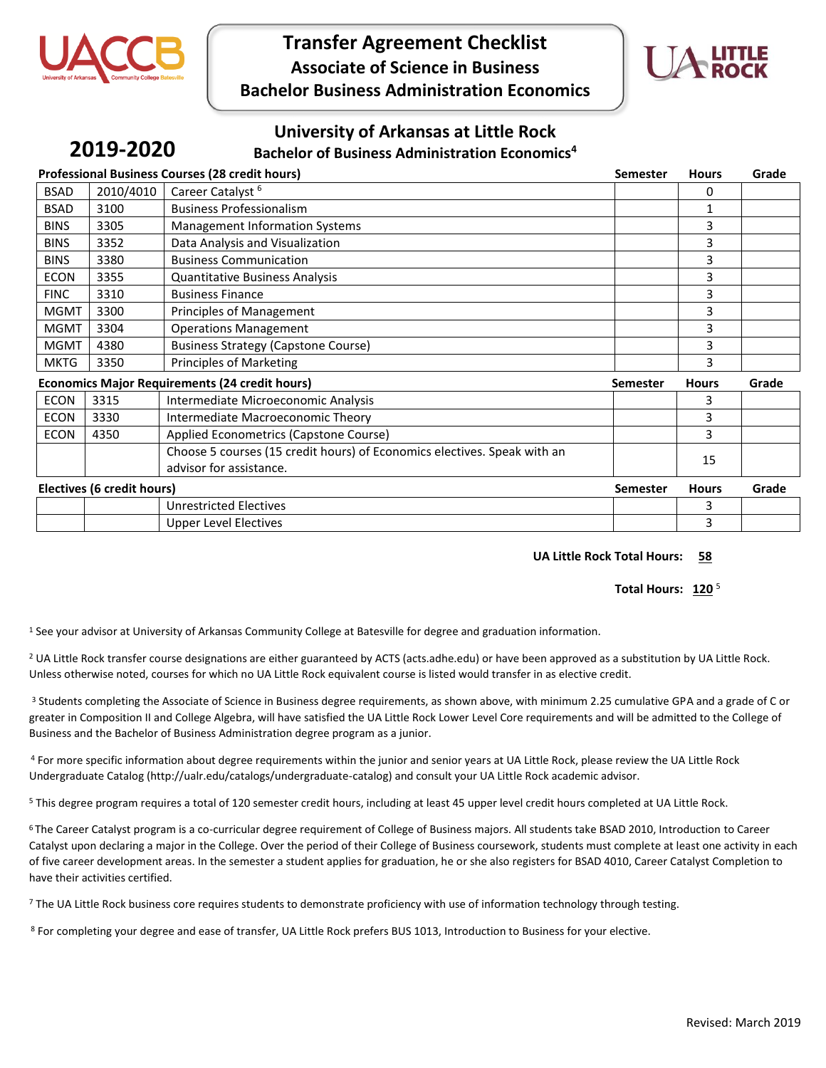# Transfer Agreement Checklist

## Associate of Science in Business

## Bachelor Business Administration Economics

**2019-2020**

## University of Arkansas at Little Rock

### Bachelor of Business Administration Economics[4]

| Professional Business Courses (28 credit hours) | | | Semester | Hours | Grade |
|---|---|---|---|---|---|
| BSAD | 2010/4010 | Career Catalyst [6] | | 0 | |
| BSAD | 3100 | Business Professionalism | | 1 | |
| BINS | 3305 | Management Information Systems | | 3 | |
| BINS | 3352 | Data Analysis and Visualization | | 3 | |
| BINS | 3380 | Business Communication | | 3 | |
| ECON | 3355 | Quantitative Business Analysis | | 3 | |
| FINC | 3310 | Business Finance | | 3 | |
| MGMT | 3300 | Principles of Management | | 3 | |
| MGMT | 3304 | Operations Management | | 3 | |
| MGMT | 4380 | Business Strategy (Capstone Course) | | 3 | |
| MKTG | 3350 | Principles of Marketing | | 3 | |

| Economics Major Requirements (24 credit hours) | | | Semester | Hours | Grade |
|---|---|---|---|---|---|
| ECON | 3315 | Intermediate Microeconomic Analysis | | 3 | |
| ECON | 3330 | Intermediate Macroeconomic Theory | | 3 | |
| ECON | 4350 | Applied Econometrics (Capstone Course) | | 3 | |
| | | Choose 5 courses (15 credit hours) of Economics electives. Speak with an advisor for assistance. | | 15 | |

| Electives (6 credit hours) | | | Semester | Hours | Grade |
|---|---|---|---|---|---|
| | | Unrestricted Electives | | 3 | |
| | | Upper Level Electives | | 3 | |

**UA Little Rock Total Hours: 58**

**Total Hours: 120** [5]

[1] See your advisor at University of Arkansas Community College at Batesville for degree and graduation information.

[2] UA Little Rock transfer course designations are either guaranteed by ACTS (acts.adhe.edu) or have been approved as a substitution by UA Little Rock. Unless otherwise noted, courses for which no UA Little Rock equivalent course is listed would transfer in as elective credit.

[3] Students completing the Associate of Science in Business degree requirements, as shown above, with minimum 2.25 cumulative GPA and a grade of C or greater in Composition II and College Algebra, will have satisfied the UA Little Rock Lower Level Core requirements and will be admitted to the College of Business and the Bachelor of Business Administration degree program as a junior.

[4] For more specific information about degree requirements within the junior and senior years at UA Little Rock, please review the UA Little Rock Undergraduate Catalog (http://ualr.edu/catalogs/undergraduate-catalog) and consult your UA Little Rock academic advisor.

[5] This degree program requires a total of 120 semester credit hours, including at least 45 upper level credit hours completed at UA Little Rock.

[6] The Career Catalyst program is a co-curricular degree requirement of College of Business majors. All students take BSAD 2010, Introduction to Career Catalyst upon declaring a major in the College. Over the period of their College of Business coursework, students must complete at least one activity in each of five career development areas. In the semester a student applies for graduation, he or she also registers for BSAD 4010, Career Catalyst Completion to have their activities certified.

[7] The UA Little Rock business core requires students to demonstrate proficiency with use of information technology through testing.

[8] For completing your degree and ease of transfer, UA Little Rock prefers BUS 1013, Introduction to Business for your elective.

Revised: March 2019